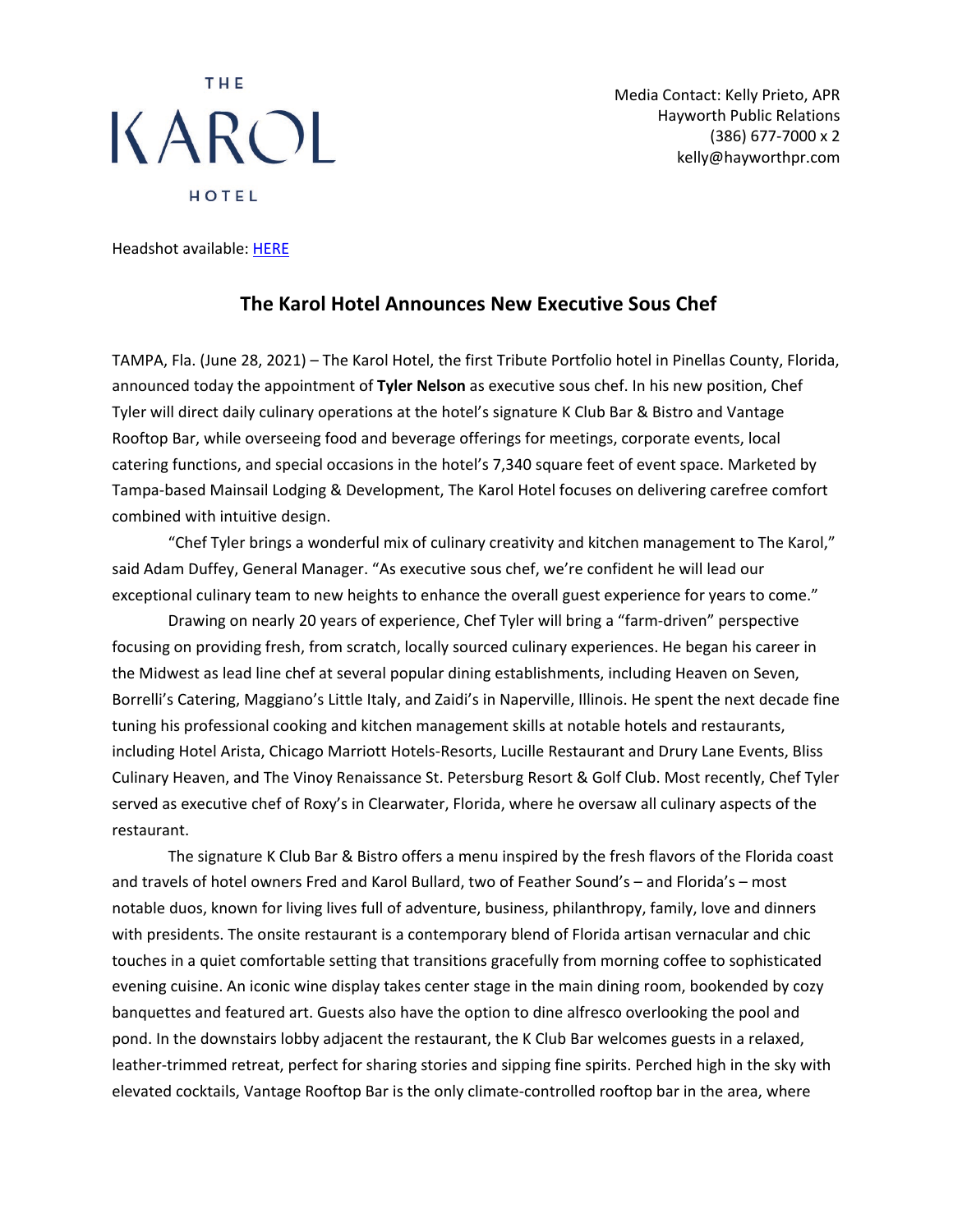THE KAROL HOTEL

Media Contact: Kelly Prieto, APR
Hayworth Public Relations
(386) 677-7000 x 2
kelly@hayworthpr.com

Headshot available: HERE

## The Karol Hotel Announces New Executive Sous Chef

TAMPA, Fla. (June 28, 2021) – The Karol Hotel, the first Tribute Portfolio hotel in Pinellas County, Florida, announced today the appointment of **Tyler Nelson** as executive sous chef. In his new position, Chef Tyler will direct daily culinary operations at the hotel's signature K Club Bar & Bistro and Vantage Rooftop Bar, while overseeing food and beverage offerings for meetings, corporate events, local catering functions, and special occasions in the hotel's 7,340 square feet of event space. Marketed by Tampa-based Mainsail Lodging & Development, The Karol Hotel focuses on delivering carefree comfort combined with intuitive design.

"Chef Tyler brings a wonderful mix of culinary creativity and kitchen management to The Karol," said Adam Duffey, General Manager. "As executive sous chef, we're confident he will lead our exceptional culinary team to new heights to enhance the overall guest experience for years to come."

Drawing on nearly 20 years of experience, Chef Tyler will bring a "farm-driven" perspective focusing on providing fresh, from scratch, locally sourced culinary experiences. He began his career in the Midwest as lead line chef at several popular dining establishments, including Heaven on Seven, Borrelli's Catering, Maggiano's Little Italy, and Zaidi's in Naperville, Illinois. He spent the next decade fine tuning his professional cooking and kitchen management skills at notable hotels and restaurants, including Hotel Arista, Chicago Marriott Hotels-Resorts, Lucille Restaurant and Drury Lane Events, Bliss Culinary Heaven, and The Vinoy Renaissance St. Petersburg Resort & Golf Club. Most recently, Chef Tyler served as executive chef of Roxy's in Clearwater, Florida, where he oversaw all culinary aspects of the restaurant.

The signature K Club Bar & Bistro offers a menu inspired by the fresh flavors of the Florida coast and travels of hotel owners Fred and Karol Bullard, two of Feather Sound's – and Florida's – most notable duos, known for living lives full of adventure, business, philanthropy, family, love and dinners with presidents. The onsite restaurant is a contemporary blend of Florida artisan vernacular and chic touches in a quiet comfortable setting that transitions gracefully from morning coffee to sophisticated evening cuisine. An iconic wine display takes center stage in the main dining room, bookended by cozy banquettes and featured art. Guests also have the option to dine alfresco overlooking the pool and pond. In the downstairs lobby adjacent the restaurant, the K Club Bar welcomes guests in a relaxed, leather-trimmed retreat, perfect for sharing stories and sipping fine spirits. Perched high in the sky with elevated cocktails, Vantage Rooftop Bar is the only climate-controlled rooftop bar in the area, where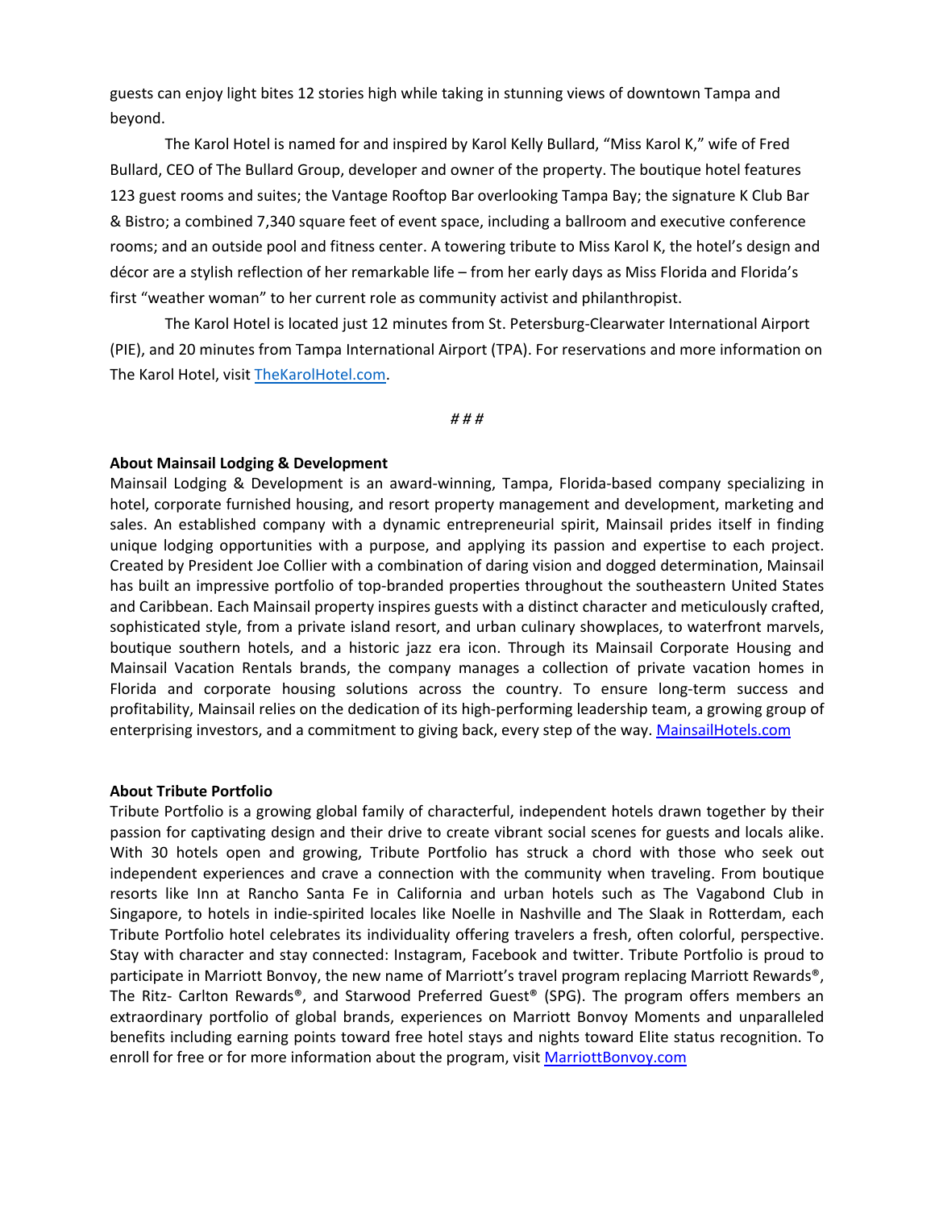guests can enjoy light bites 12 stories high while taking in stunning views of downtown Tampa and beyond.

The Karol Hotel is named for and inspired by Karol Kelly Bullard, "Miss Karol K," wife of Fred Bullard, CEO of The Bullard Group, developer and owner of the property. The boutique hotel features 123 guest rooms and suites; the Vantage Rooftop Bar overlooking Tampa Bay; the signature K Club Bar & Bistro; a combined 7,340 square feet of event space, including a ballroom and executive conference rooms; and an outside pool and fitness center. A towering tribute to Miss Karol K, the hotel's design and décor are a stylish reflection of her remarkable life – from her early days as Miss Florida and Florida's first "weather woman" to her current role as community activist and philanthropist.

The Karol Hotel is located just 12 minutes from St. Petersburg-Clearwater International Airport (PIE), and 20 minutes from Tampa International Airport (TPA). For reservations and more information on The Karol Hotel, visit TheKarolHotel.com.

# # #

**About Mainsail Lodging & Development**

Mainsail Lodging & Development is an award-winning, Tampa, Florida-based company specializing in hotel, corporate furnished housing, and resort property management and development, marketing and sales. An established company with a dynamic entrepreneurial spirit, Mainsail prides itself in finding unique lodging opportunities with a purpose, and applying its passion and expertise to each project. Created by President Joe Collier with a combination of daring vision and dogged determination, Mainsail has built an impressive portfolio of top-branded properties throughout the southeastern United States and Caribbean. Each Mainsail property inspires guests with a distinct character and meticulously crafted, sophisticated style, from a private island resort, and urban culinary showplaces, to waterfront marvels, boutique southern hotels, and a historic jazz era icon. Through its Mainsail Corporate Housing and Mainsail Vacation Rentals brands, the company manages a collection of private vacation homes in Florida and corporate housing solutions across the country. To ensure long-term success and profitability, Mainsail relies on the dedication of its high-performing leadership team, a growing group of enterprising investors, and a commitment to giving back, every step of the way. MainsailHotels.com

**About Tribute Portfolio**

Tribute Portfolio is a growing global family of characterful, independent hotels drawn together by their passion for captivating design and their drive to create vibrant social scenes for guests and locals alike. With 30 hotels open and growing, Tribute Portfolio has struck a chord with those who seek out independent experiences and crave a connection with the community when traveling. From boutique resorts like Inn at Rancho Santa Fe in California and urban hotels such as The Vagabond Club in Singapore, to hotels in indie-spirited locales like Noelle in Nashville and The Slaak in Rotterdam, each Tribute Portfolio hotel celebrates its individuality offering travelers a fresh, often colorful, perspective. Stay with character and stay connected: Instagram, Facebook and twitter. Tribute Portfolio is proud to participate in Marriott Bonvoy, the new name of Marriott's travel program replacing Marriott Rewards®, The Ritz- Carlton Rewards®, and Starwood Preferred Guest® (SPG). The program offers members an extraordinary portfolio of global brands, experiences on Marriott Bonvoy Moments and unparalleled benefits including earning points toward free hotel stays and nights toward Elite status recognition. To enroll for free or for more information about the program, visit MarriottBonvoy.com